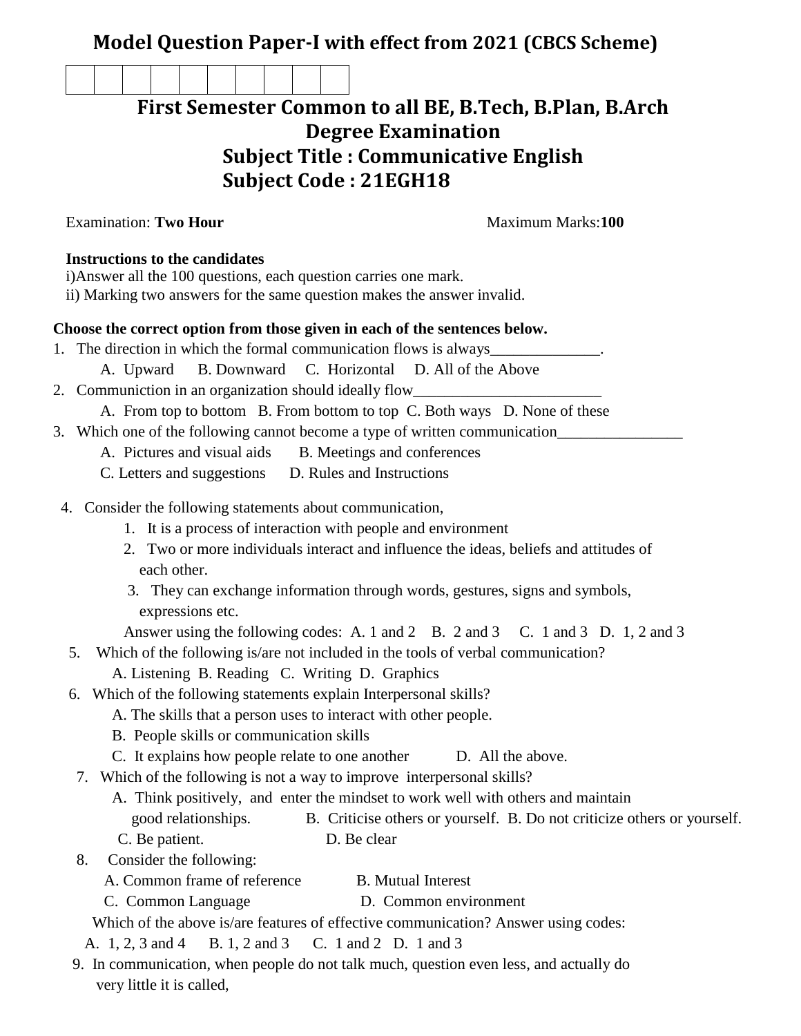# Model Question Paper-I with effect from 2021 (CBCS Scheme)

| | | | | | | | | | |
|---|---|---|---|---|---|---|---|---|---|
| | | | | | | | | | |

## First Semester Common to all BE, B.Tech, B.Plan, B.Arch Degree Examination

## Subject Title : Communicative English

## Subject Code : 21EGH18

Examination: **Two Hour** Maximum Marks:**100**

**Instructions to the candidates**

i)Answer all the 100 questions, each question carries one mark.

ii) Marking two answers for the same question makes the answer invalid.

**Choose the correct option from those given in each of the sentences below.**

1. The direction in which the formal communication flows is always______________.
   A. Upward B. Downward C. Horizontal D. All of the Above
2. Communiction in an organization should ideally flow________________________
   A. From top to bottom B. From bottom to top C. Both ways D. None of these
3. Which one of the following cannot become a type of written communication________________
   A. Pictures and visual aids B. Meetings and conferences
   C. Letters and suggestions D. Rules and Instructions
4. Consider the following statements about communication,
   1. It is a process of interaction with people and environment
   2. Two or more individuals interact and influence the ideas, beliefs and attitudes of each other.
   3. They can exchange information through words, gestures, signs and symbols, expressions etc.

   Answer using the following codes: A. 1 and 2 B. 2 and 3 C. 1 and 3 D. 1, 2 and 3
5. Which of the following is/are not included in the tools of verbal communication?
   A. Listening B. Reading C. Writing D. Graphics
6. Which of the following statements explain Interpersonal skills?
   A. The skills that a person uses to interact with other people.
   B. People skills or communication skills
   C. It explains how people relate to one another D. All the above.
7. Which of the following is not a way to improve interpersonal skills?
   A. Think positively, and enter the mindset to work well with others and maintain good relationships. B. Criticise others or yourself. B. Do not criticize others or yourself.
   C. Be patient. D. Be clear
8. Consider the following:
   A. Common frame of reference B. Mutual Interest
   C. Common Language D. Common environment

   Which of the above is/are features of effective communication? Answer using codes:
   A. 1, 2, 3 and 4 B. 1, 2 and 3 C. 1 and 2 D. 1 and 3
9. In communication, when people do not talk much, question even less, and actually do very little it is called,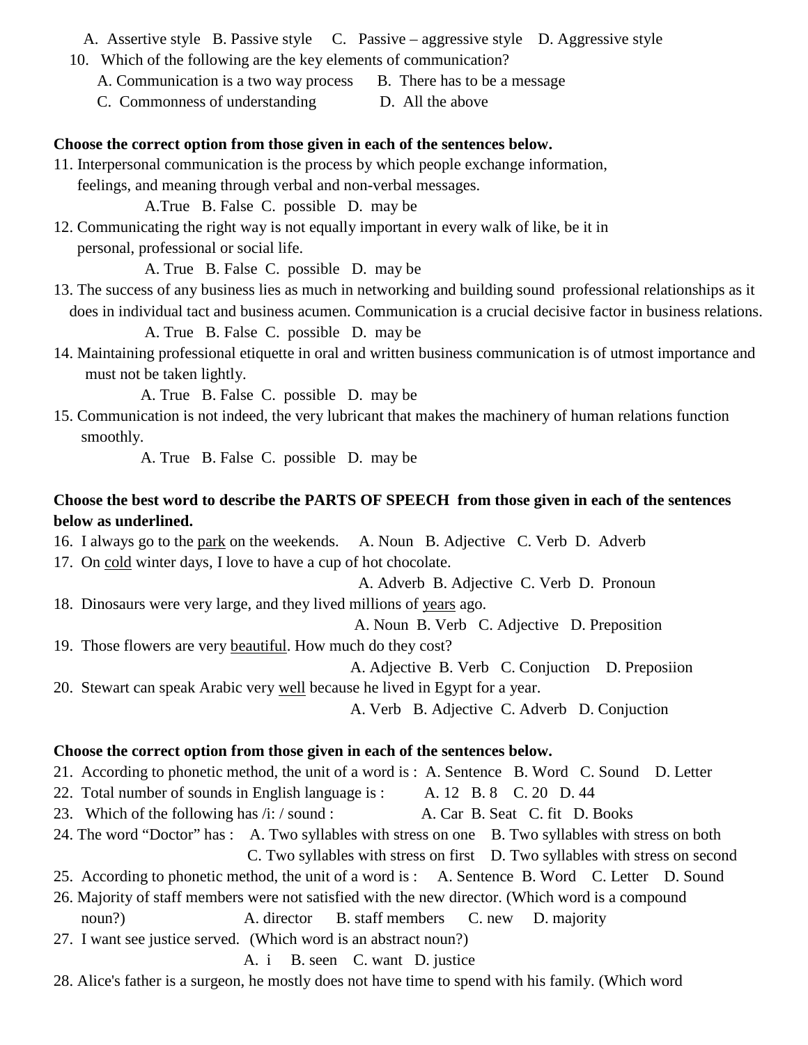A. Assertive style B. Passive style C. Passive – aggressive style D. Aggressive style

10. Which of the following are the key elements of communication?
    A. Communication is a two way process B. There has to be a message
    C. Commonness of understanding D. All the above

**Choose the correct option from those given in each of the sentences below.**

11. Interpersonal communication is the process by which people exchange information, feelings, and meaning through verbal and non-verbal messages.
    A.True B. False C. possible D. may be
12. Communicating the right way is not equally important in every walk of like, be it in personal, professional or social life.
    A. True B. False C. possible D. may be
13. The success of any business lies as much in networking and building sound professional relationships as it does in individual tact and business acumen. Communication is a crucial decisive factor in business relations.
    A. True B. False C. possible D. may be
14. Maintaining professional etiquette in oral and written business communication is of utmost importance and must not be taken lightly.
    A. True B. False C. possible D. may be
15. Communication is not indeed, the very lubricant that makes the machinery of human relations function smoothly.
    A. True B. False C. possible D. may be

**Choose the best word to describe the PARTS OF SPEECH from those given in each of the sentences below as underlined.**

16. I always go to the <u>park</u> on the weekends. A. Noun B. Adjective C. Verb D. Adverb
17. On <u>cold</u> winter days, I love to have a cup of hot chocolate.
    A. Adverb B. Adjective C. Verb D. Pronoun
18. Dinosaurs were very large, and they lived millions of <u>years</u> ago.
    A. Noun B. Verb C. Adjective D. Preposition
19. Those flowers are very <u>beautiful</u>. How much do they cost?
    A. Adjective B. Verb C. Conjuction D. Preposiion
20. Stewart can speak Arabic very <u>well</u> because he lived in Egypt for a year.
    A. Verb B. Adjective C. Adverb D. Conjuction

**Choose the correct option from those given in each of the sentences below.**

21. According to phonetic method, the unit of a word is : A. Sentence B. Word C. Sound D. Letter
22. Total number of sounds in English language is : A. 12 B. 8 C. 20 D. 44
23. Which of the following has /i: / sound : A. Car B. Seat C. fit D. Books
24. The word "Doctor" has : A. Two syllables with stress on one B. Two syllables with stress on both
    C. Two syllables with stress on first D. Two syllables with stress on second
25. According to phonetic method, the unit of a word is : A. Sentence B. Word C. Letter D. Sound
26. Majority of staff members were not satisfied with the new director. (Which word is a compound noun?) A. director B. staff members C. new D. majority
27. I want see justice served. (Which word is an abstract noun?)
    A. i B. seen C. want D. justice
28. Alice's father is a surgeon, he mostly does not have time to spend with his family. (Which word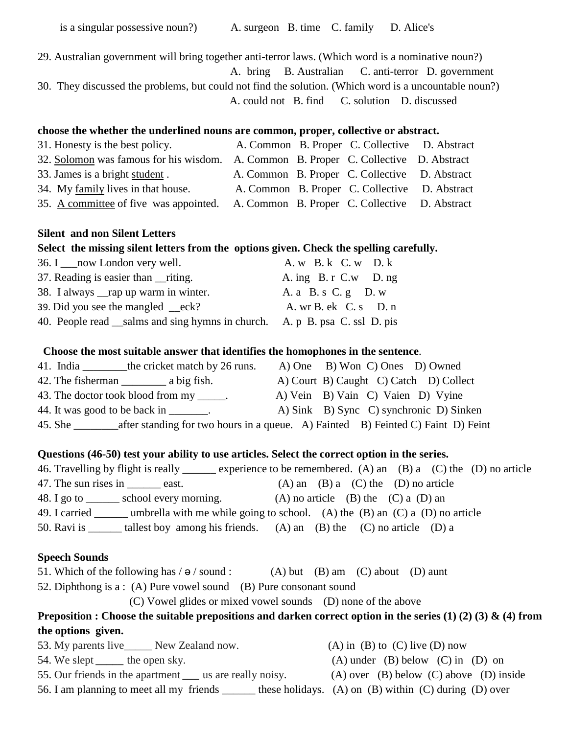is a singular possessive noun?) A. surgeon B. time C. family D. Alice's

29. Australian government will bring together anti-terror laws. (Which word is a nominative noun?)
A. bring B. Australian C. anti-terror D. government
30. They discussed the problems, but could not find the solution. (Which word is a uncountable noun?)
A. could not B. find C. solution D. discussed

**choose the whether the underlined nouns are common, proper, collective or abstract.**

31. Honesty is the best policy. A. Common B. Proper C. Collective D. Abstract
32. Solomon was famous for his wisdom. A. Common B. Proper C. Collective D. Abstract
33. James is a bright student . A. Common B. Proper C. Collective D. Abstract
34. My family lives in that house. A. Common B. Proper C. Collective D. Abstract
35. A committee of five was appointed. A. Common B. Proper C. Collective D. Abstract

**Silent and non Silent Letters**

**Select the missing silent letters from the options given. Check the spelling carefully.**

36. I ___now London very well. A. w B. k C. w D. k
37. Reading is easier than __riting. A. ing B. r C.w D. ng
38. I always __rap up warm in winter. A. a B. s C. g D. w
39. Did you see the mangled __eck? A. wr B. ek C. s D. n
40. People read __salms and sing hymns in church. A. p B. psa C. ssl D. pis

**Choose the most suitable answer that identifies the homophones in the sentence**.

41. India ________the cricket match by 26 runs. A) One B) Won C) Ones D) Owned
42. The fisherman ________ a big fish. A) Court B) Caught C) Catch D) Collect
43. The doctor took blood from my _____. A) Vein B) Vain C) Vaien D) Vyine
44. It was good to be back in _______. A) Sink B) Sync C) synchronic D) Sinken
45. She ________after standing for two hours in a queue. A) Fainted B) Feinted C) Faint D) Feint

**Questions (46-50) test your ability to use articles. Select the correct option in the series.**

46. Travelling by flight is really ______ experience to be remembered. (A) an (B) a (C) the (D) no article
47. The sun rises in ______ east. (A) an (B) a (C) the (D) no article
48. I go to ______ school every morning. (A) no article (B) the (C) a (D) an
49. I carried ______ umbrella with me while going to school. (A) the (B) an (C) a (D) no article
50. Ravi is ______ tallest boy among his friends. (A) an (B) the (C) no article (D) a

**Speech Sounds**

51. Which of the following has / ə / sound : (A) but (B) am (C) about (D) aunt
52. Diphthong is a : (A) Pure vowel sound (B) Pure consonant sound
(C) Vowel glides or mixed vowel sounds (D) none of the above

**Preposition : Choose the suitable prepositions and darken correct option in the series (1) (2) (3) & (4) from the options given.**

53. My parents live_____ New Zealand now. (A) in (B) to (C) live (D) now
54. We slept _____ the open sky. (A) under (B) below (C) in (D) on
55. Our friends in the apartment ___ us are really noisy. (A) over (B) below (C) above (D) inside
56. I am planning to meet all my friends ______ these holidays. (A) on (B) within (C) during (D) over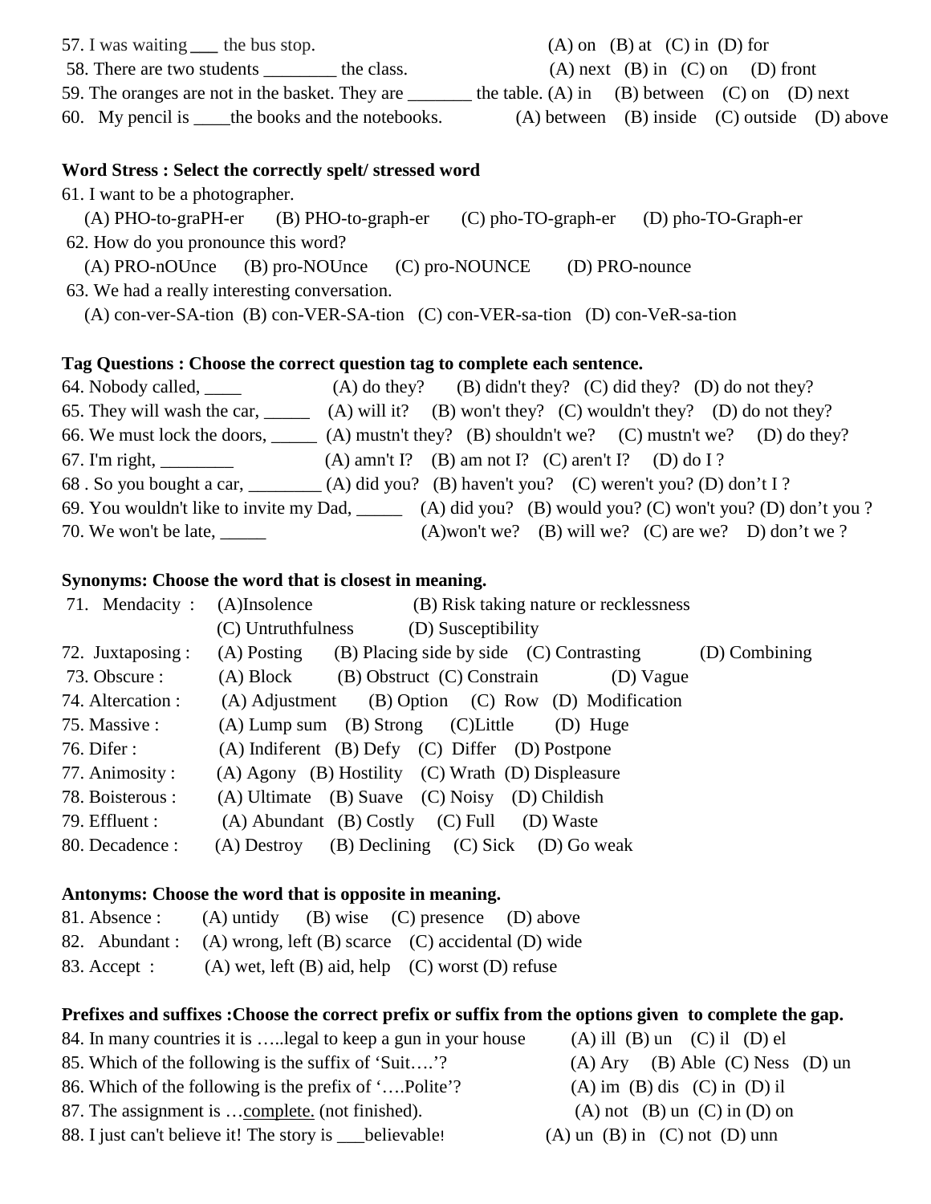57. I was waiting ___ the bus stop. (A) on (B) at (C) in (D) for

58. There are two students ________ the class. (A) next (B) in (C) on (D) front

59. The oranges are not in the basket. They are _______ the table. (A) in (B) between (C) on (D) next

60. My pencil is ____the books and the notebooks. (A) between (B) inside (C) outside (D) above

**Word Stress : Select the correctly spelt/ stressed word**

61. I want to be a photographer.
(A) PHO-to-graPH-er (B) PHO-to-graph-er (C) pho-TO-graph-er (D) pho-TO-Graph-er

62. How do you pronounce this word?
(A) PRO-nOUnce (B) pro-NOUnce (C) pro-NOUNCE (D) PRO-nounce

63. We had a really interesting conversation.
(A) con-ver-SA-tion (B) con-VER-SA-tion (C) con-VER-sa-tion (D) con-VeR-sa-tion

**Tag Questions : Choose the correct question tag to complete each sentence.**

64. Nobody called, ____ (A) do they? (B) didn't they? (C) did they? (D) do not they?

65. They will wash the car, _____ (A) will it? (B) won't they? (C) wouldn't they? (D) do not they?

66. We must lock the doors, _____ (A) mustn't they? (B) shouldn't we? (C) mustn't we? (D) do they?

67. I'm right, ________ (A) amn't I? (B) am not I? (C) aren't I? (D) do I ?

68 . So you bought a car, ________ (A) did you? (B) haven't you? (C) weren't you? (D) don't I ?

69. You wouldn't like to invite my Dad, _____ (A) did you? (B) would you? (C) won't you? (D) don't you ?

70. We won't be late, _____ (A)won't we? (B) will we? (C) are we? D) don't we ?

**Synonyms: Choose the word that is closest in meaning.**

71. Mendacity : (A)Insolence (B) Risk taking nature or recklessness (C) Untruthfulness (D) Susceptibility

72. Juxtaposing : (A) Posting (B) Placing side by side (C) Contrasting (D) Combining

73. Obscure : (A) Block (B) Obstruct (C) Constrain (D) Vague

74. Altercation : (A) Adjustment (B) Option (C) Row (D) Modification

75. Massive : (A) Lump sum (B) Strong (C)Little (D) Huge

76. Difer : (A) Indiferent (B) Defy (C) Differ (D) Postpone

77. Animosity : (A) Agony (B) Hostility (C) Wrath (D) Displeasure

78. Boisterous : (A) Ultimate (B) Suave (C) Noisy (D) Childish

79. Effluent : (A) Abundant (B) Costly (C) Full (D) Waste

80. Decadence : (A) Destroy (B) Declining (C) Sick (D) Go weak

**Antonyms: Choose the word that is opposite in meaning.**

81. Absence : (A) untidy (B) wise (C) presence (D) above

82. Abundant : (A) wrong, left (B) scarce (C) accidental (D) wide

83. Accept : (A) wet, left (B) aid, help (C) worst (D) refuse

**Prefixes and suffixes :Choose the correct prefix or suffix from the options given to complete the gap.**

84. In many countries it is …..legal to keep a gun in your house (A) ill (B) un (C) il (D) el

85. Which of the following is the suffix of 'Suit….'? (A) Ary (B) Able (C) Ness (D) un

86. Which of the following is the prefix of '….Polite'? (A) im (B) dis (C) in (D) il

87. The assignment is …complete. (not finished). (A) not (B) un (C) in (D) on

88. I just can't believe it! The story is ___believable! (A) un (B) in (C) not (D) unn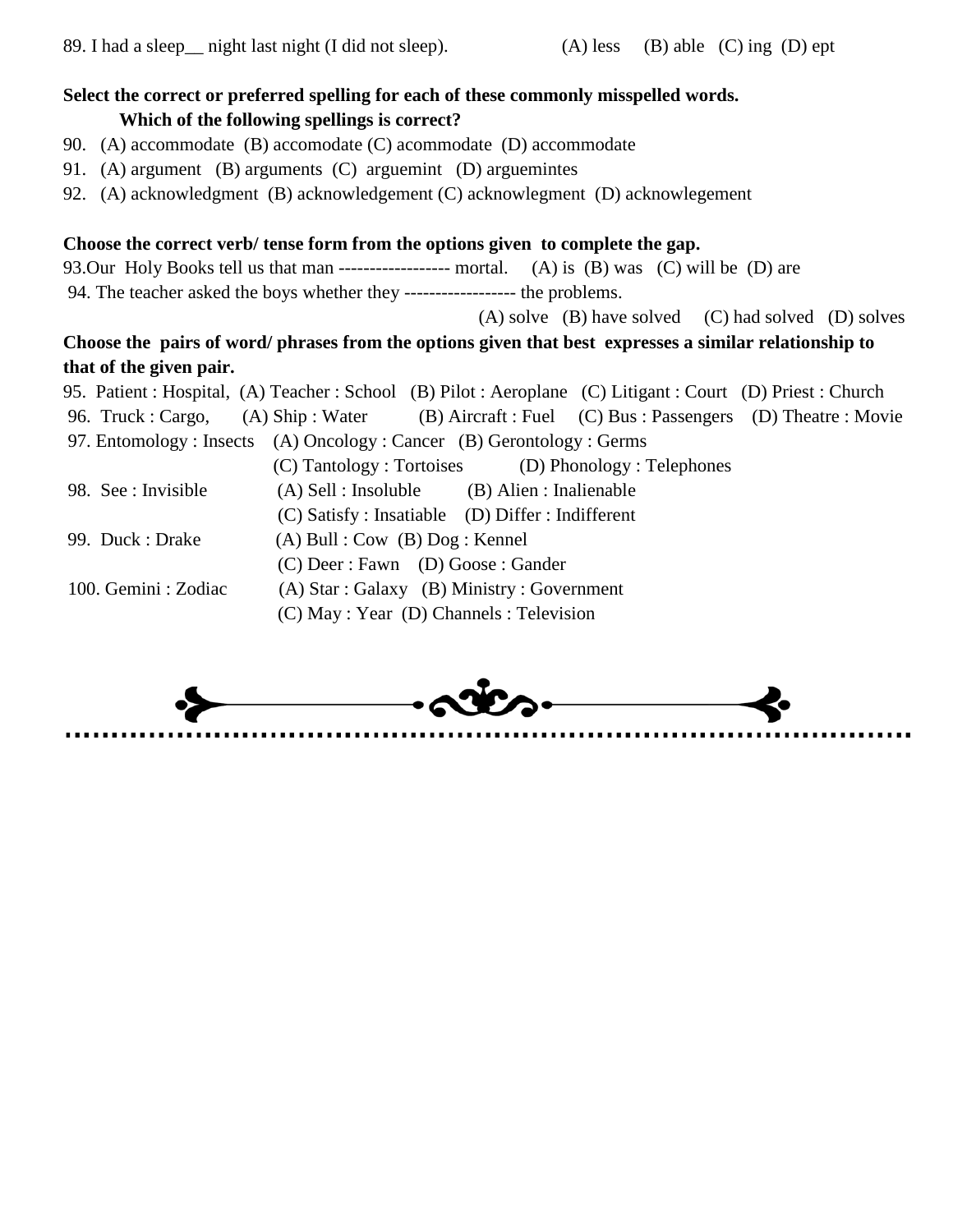89. I had a sleep__ night last night (I did not sleep). (A) less (B) able (C) ing (D) ept

**Select the correct or preferred spelling for each of these commonly misspelled words.**

**Which of the following spellings is correct?**

90. (A) accommodate (B) accomodate (C) acommodate (D) accommodate
91. (A) argument (B) arguments (C) arguemint (D) arguemintes
92. (A) acknowledgment (B) acknowledgement (C) acknowlegment (D) acknowlegement

**Choose the correct verb/ tense form from the options given to complete the gap.**

93.Our Holy Books tell us that man ------------------ mortal. (A) is (B) was (C) will be (D) are

94. The teacher asked the boys whether they ------------------ the problems.
(A) solve (B) have solved (C) had solved (D) solves

**Choose the pairs of word/ phrases from the options given that best expresses a similar relationship to that of the given pair.**

95. Patient : Hospital, (A) Teacher : School (B) Pilot : Aeroplane (C) Litigant : Court (D) Priest : Church

96. Truck : Cargo, (A) Ship : Water (B) Aircraft : Fuel (C) Bus : Passengers (D) Theatre : Movie

97. Entomology : Insects (A) Oncology : Cancer (B) Gerontology : Germs
(C) Tantology : Tortoises (D) Phonology : Telephones

98. See : Invisible (A) Sell : Insoluble (B) Alien : Inalienable
(C) Satisfy : Insatiable (D) Differ : Indifferent

99. Duck : Drake (A) Bull : Cow (B) Dog : Kennel
(C) Deer : Fawn (D) Goose : Gander

100. Gemini : Zodiac (A) Star : Galaxy (B) Ministry : Government
(C) May : Year (D) Channels : Television